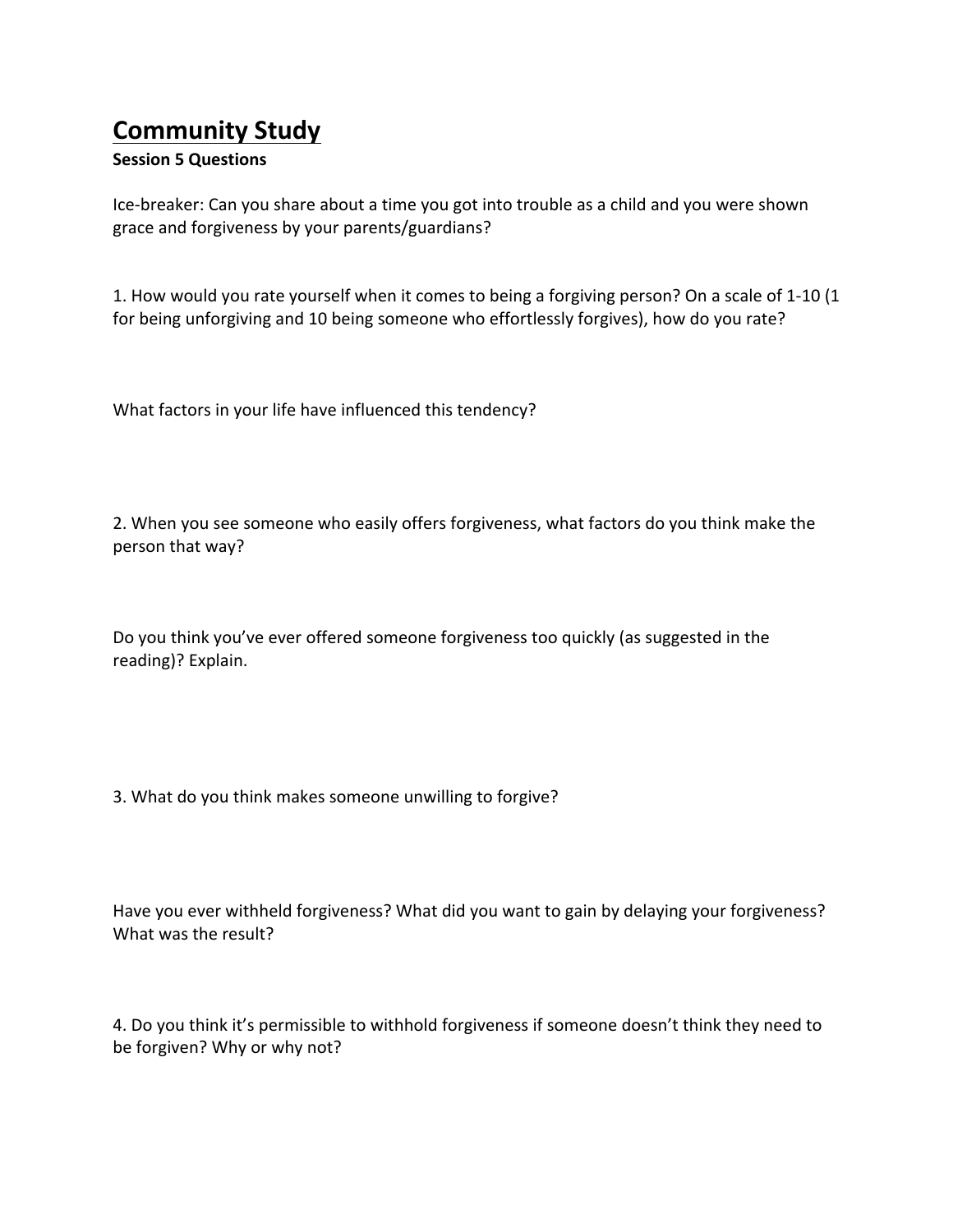# Community Study

**Session 5 Questions**

Ice-breaker: Can you share about a time you got into trouble as a child and you were shown grace and forgiveness by your parents/guardians?

1. How would you rate yourself when it comes to being a forgiving person? On a scale of 1-10 (1 for being unforgiving and 10 being someone who effortlessly forgives), how do you rate?

What factors in your life have influenced this tendency?

2. When you see someone who easily offers forgiveness, what factors do you think make the person that way?

Do you think you've ever offered someone forgiveness too quickly (as suggested in the reading)? Explain.

3. What do you think makes someone unwilling to forgive?

Have you ever withheld forgiveness? What did you want to gain by delaying your forgiveness? What was the result?

4. Do you think it's permissible to withhold forgiveness if someone doesn't think they need to be forgiven? Why or why not?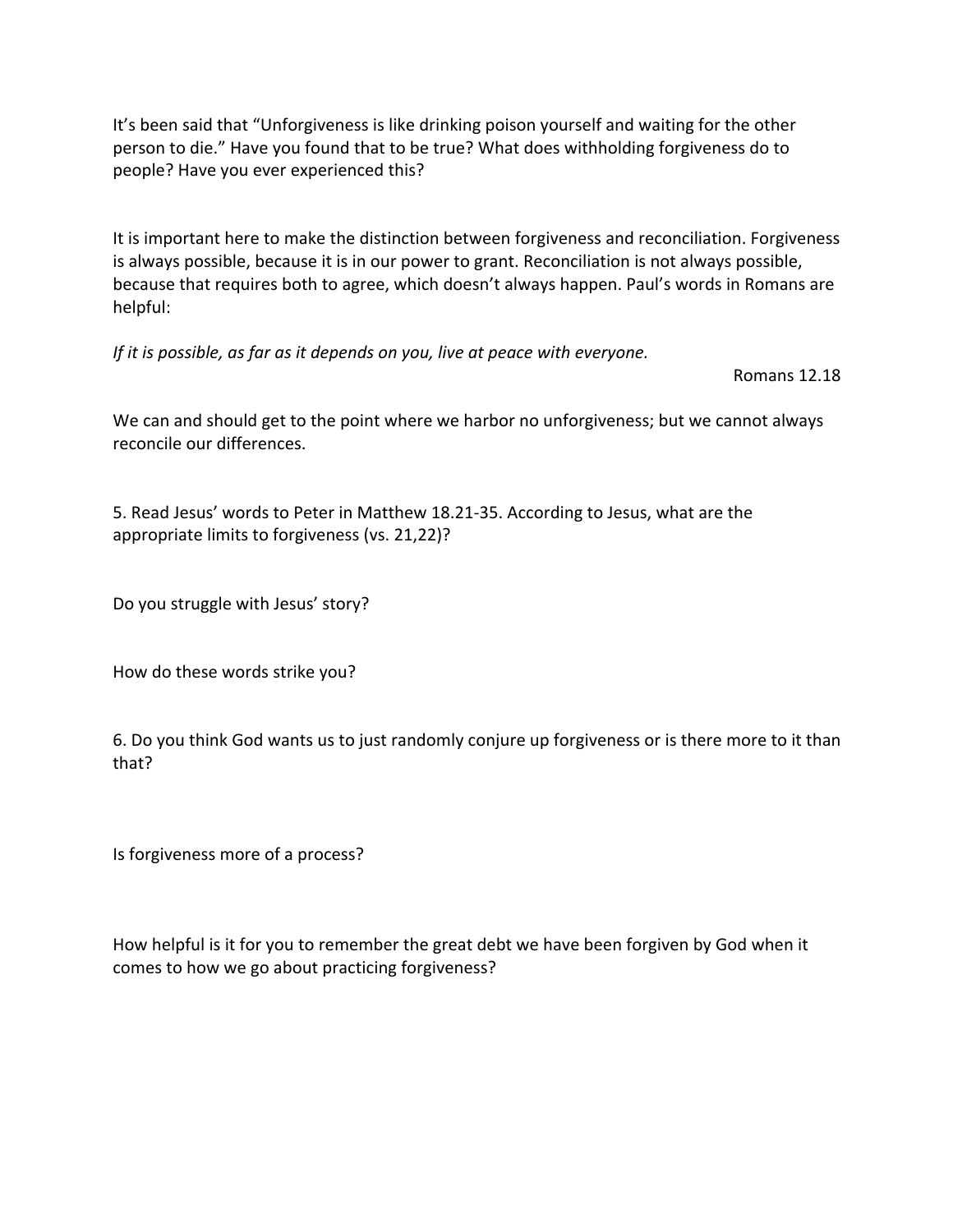It's been said that "Unforgiveness is like drinking poison yourself and waiting for the other person to die." Have you found that to be true? What does withholding forgiveness do to people? Have you ever experienced this?

It is important here to make the distinction between forgiveness and reconciliation. Forgiveness is always possible, because it is in our power to grant. Reconciliation is not always possible, because that requires both to agree, which doesn't always happen. Paul's words in Romans are helpful:

*If it is possible, as far as it depends on you, live at peace with everyone.*

Romans 12.18

We can and should get to the point where we harbor no unforgiveness; but we cannot always reconcile our differences.

5. Read Jesus' words to Peter in Matthew 18.21-35. According to Jesus, what are the appropriate limits to forgiveness (vs. 21,22)?

Do you struggle with Jesus' story?

How do these words strike you?

6. Do you think God wants us to just randomly conjure up forgiveness or is there more to it than that?

Is forgiveness more of a process?

How helpful is it for you to remember the great debt we have been forgiven by God when it comes to how we go about practicing forgiveness?